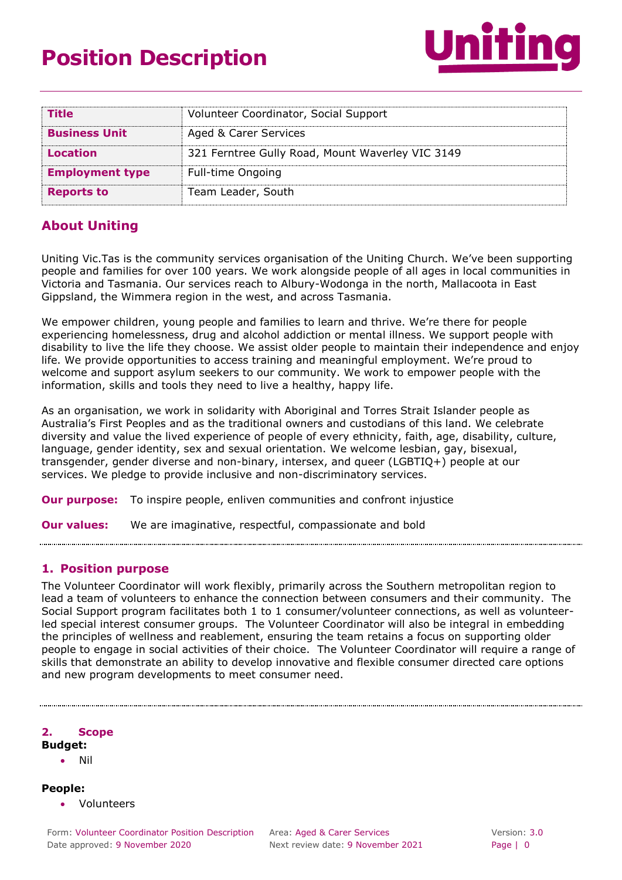# Position Description

| Title | Volunteer Coordinator, Social Support |
|---|---|
| **Business Unit** | Aged & Carer Services |
| **Location** | 321 Ferntree Gully Road, Mount Waverley VIC 3149 |
| **Employment type** | Full-time Ongoing |
| **Reports to** | Team Leader, South |

## About Uniting

Uniting Vic.Tas is the community services organisation of the Uniting Church. We've been supporting people and families for over 100 years. We work alongside people of all ages in local communities in Victoria and Tasmania. Our services reach to Albury-Wodonga in the north, Mallacoota in East Gippsland, the Wimmera region in the west, and across Tasmania.

We empower children, young people and families to learn and thrive. We're there for people experiencing homelessness, drug and alcohol addiction or mental illness. We support people with disability to live the life they choose. We assist older people to maintain their independence and enjoy life. We provide opportunities to access training and meaningful employment. We're proud to welcome and support asylum seekers to our community. We work to empower people with the information, skills and tools they need to live a healthy, happy life.

As an organisation, we work in solidarity with Aboriginal and Torres Strait Islander people as Australia's First Peoples and as the traditional owners and custodians of this land. We celebrate diversity and value the lived experience of people of every ethnicity, faith, age, disability, culture, language, gender identity, sex and sexual orientation. We welcome lesbian, gay, bisexual, transgender, gender diverse and non-binary, intersex, and queer (LGBTIQ+) people at our services. We pledge to provide inclusive and non-discriminatory services.

**Our purpose:** To inspire people, enliven communities and confront injustice

**Our values:** We are imaginative, respectful, compassionate and bold

## 1. Position purpose

The Volunteer Coordinator will work flexibly, primarily across the Southern metropolitan region to lead a team of volunteers to enhance the connection between consumers and their community. The Social Support program facilitates both 1 to 1 consumer/volunteer connections, as well as volunteer-led special interest consumer groups. The Volunteer Coordinator will also be integral in embedding the principles of wellness and reablement, ensuring the team retains a focus on supporting older people to engage in social activities of their choice. The Volunteer Coordinator will require a range of skills that demonstrate an ability to develop innovative and flexible consumer directed care options and new program developments to meet consumer need.

## 2. Scope

**Budget:**

- Nil

**People:**

- Volunteers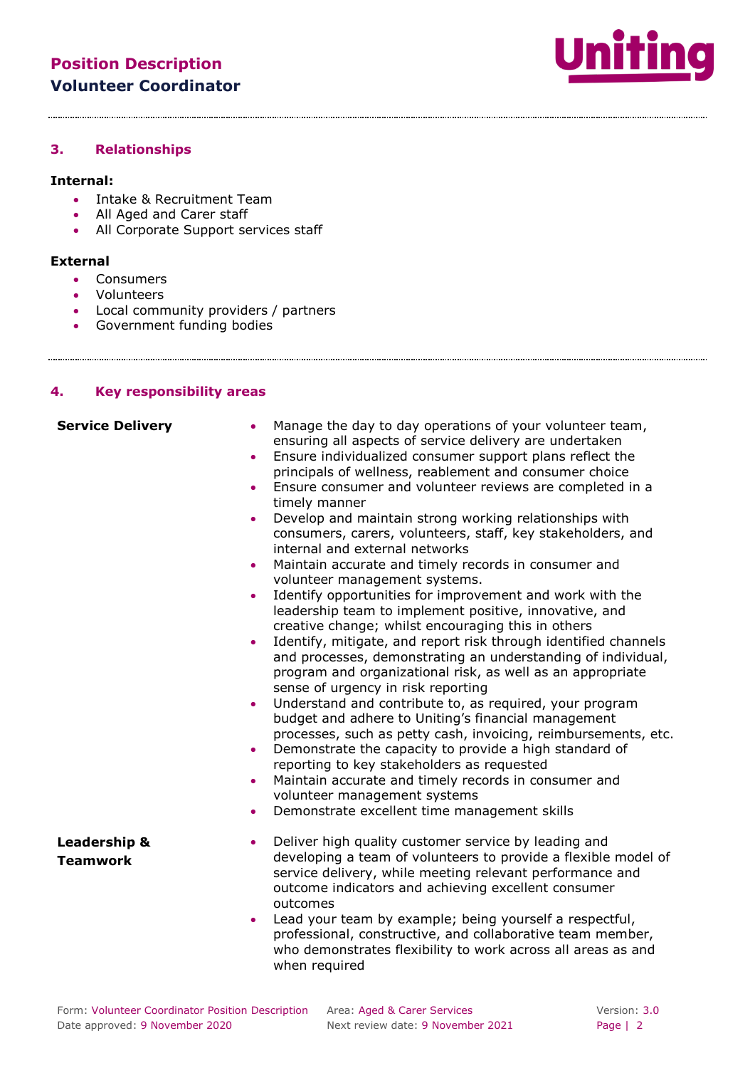## 3. Relationships

**Internal:**

- Intake & Recruitment Team
- All Aged and Carer staff
- All Corporate Support services staff

**External**

- Consumers
- Volunteers
- Local community providers / partners
- Government funding bodies

## 4. Key responsibility areas

| | |
|---|---|
| **Service Delivery** | • Manage the day to day operations of your volunteer team, ensuring all aspects of service delivery are undertaken<br>• Ensure individualized consumer support plans reflect the principals of wellness, reablement and consumer choice<br>• Ensure consumer and volunteer reviews are completed in a timely manner<br>• Develop and maintain strong working relationships with consumers, carers, volunteers, staff, key stakeholders, and internal and external networks<br>• Maintain accurate and timely records in consumer and volunteer management systems.<br>• Identify opportunities for improvement and work with the leadership team to implement positive, innovative, and creative change; whilst encouraging this in others<br>• Identify, mitigate, and report risk through identified channels and processes, demonstrating an understanding of individual, program and organizational risk, as well as an appropriate sense of urgency in risk reporting<br>• Understand and contribute to, as required, your program budget and adhere to Uniting's financial management processes, such as petty cash, invoicing, reimbursements, etc.<br>• Demonstrate the capacity to provide a high standard of reporting to key stakeholders as requested<br>• Maintain accurate and timely records in consumer and volunteer management systems<br>• Demonstrate excellent time management skills |
| **Leadership & Teamwork** | • Deliver high quality customer service by leading and developing a team of volunteers to provide a flexible model of service delivery, while meeting relevant performance and outcome indicators and achieving excellent consumer outcomes<br>• Lead your team by example; being yourself a respectful, professional, constructive, and collaborative team member, who demonstrates flexibility to work across all areas as and when required |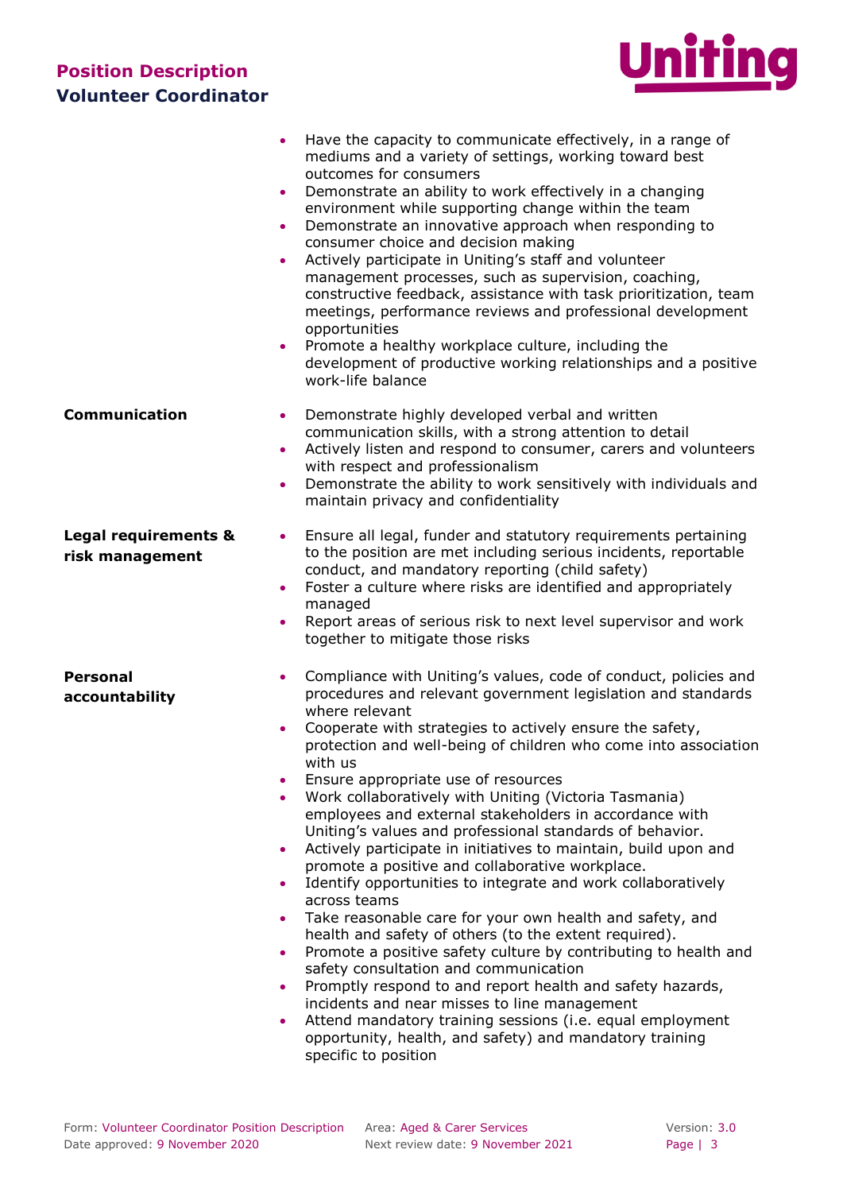- Have the capacity to communicate effectively, in a range of mediums and a variety of settings, working toward best outcomes for consumers
- Demonstrate an ability to work effectively in a changing environment while supporting change within the team
- Demonstrate an innovative approach when responding to consumer choice and decision making
- Actively participate in Uniting's staff and volunteer management processes, such as supervision, coaching, constructive feedback, assistance with task prioritization, team meetings, performance reviews and professional development opportunities
- Promote a healthy workplace culture, including the development of productive working relationships and a positive work-life balance

**Communication**

- Demonstrate highly developed verbal and written communication skills, with a strong attention to detail
- Actively listen and respond to consumer, carers and volunteers with respect and professionalism
- Demonstrate the ability to work sensitively with individuals and maintain privacy and confidentiality

**Legal requirements & risk management**

- Ensure all legal, funder and statutory requirements pertaining to the position are met including serious incidents, reportable conduct, and mandatory reporting (child safety)
- Foster a culture where risks are identified and appropriately managed
- Report areas of serious risk to next level supervisor and work together to mitigate those risks

**Personal accountability**

- Compliance with Uniting's values, code of conduct, policies and procedures and relevant government legislation and standards where relevant
- Cooperate with strategies to actively ensure the safety, protection and well-being of children who come into association with us
- Ensure appropriate use of resources
- Work collaboratively with Uniting (Victoria Tasmania) employees and external stakeholders in accordance with Uniting's values and professional standards of behavior.
- Actively participate in initiatives to maintain, build upon and promote a positive and collaborative workplace.
- Identify opportunities to integrate and work collaboratively across teams
- Take reasonable care for your own health and safety, and health and safety of others (to the extent required).
- Promote a positive safety culture by contributing to health and safety consultation and communication
- Promptly respond to and report health and safety hazards, incidents and near misses to line management
- Attend mandatory training sessions (i.e. equal employment opportunity, health, and safety) and mandatory training specific to position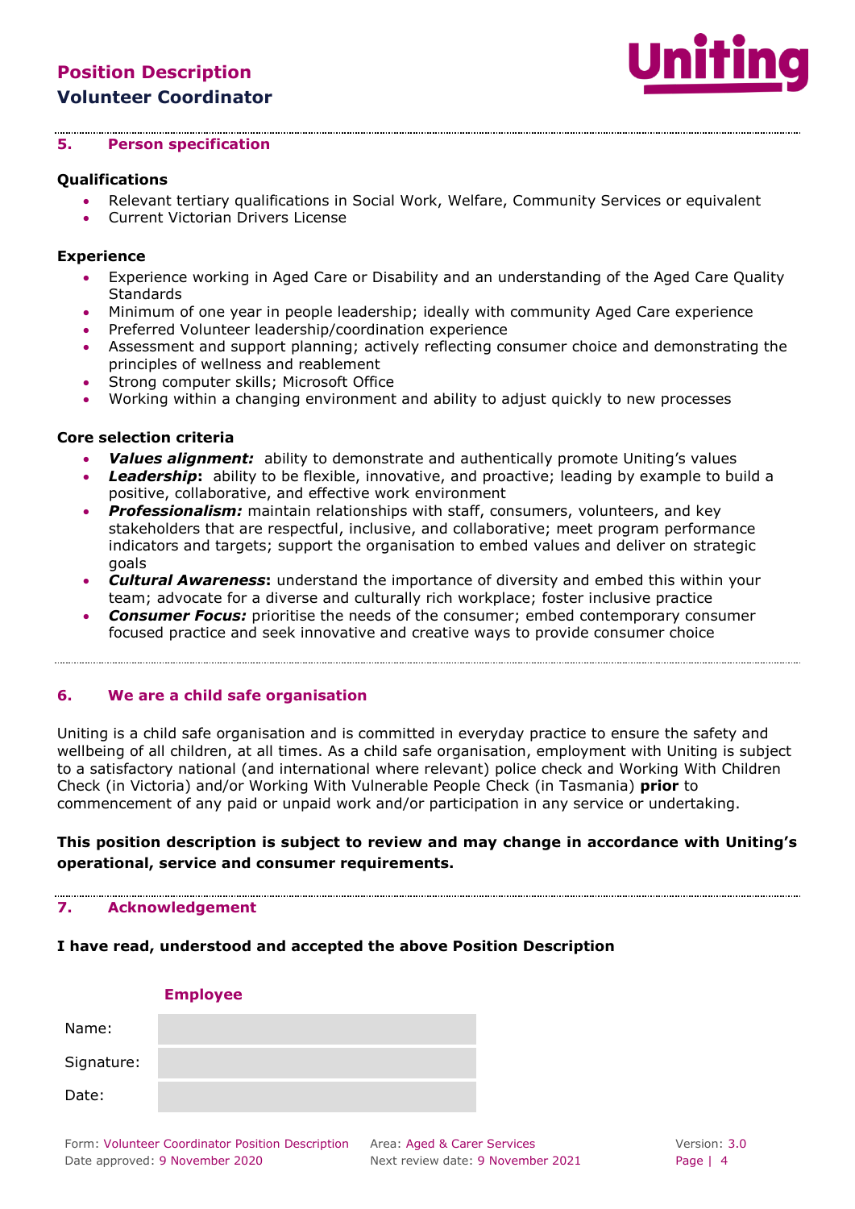## 5. Person specification

**Qualifications**

- Relevant tertiary qualifications in Social Work, Welfare, Community Services or equivalent
- Current Victorian Drivers License

**Experience**

- Experience working in Aged Care or Disability and an understanding of the Aged Care Quality Standards
- Minimum of one year in people leadership; ideally with community Aged Care experience
- Preferred Volunteer leadership/coordination experience
- Assessment and support planning; actively reflecting consumer choice and demonstrating the principles of wellness and reablement
- Strong computer skills; Microsoft Office
- Working within a changing environment and ability to adjust quickly to new processes

**Core selection criteria**

- ***Values alignment:*** ability to demonstrate and authentically promote Uniting's values
- ***Leadership*****:** ability to be flexible, innovative, and proactive; leading by example to build a positive, collaborative, and effective work environment
- ***Professionalism:*** maintain relationships with staff, consumers, volunteers, and key stakeholders that are respectful, inclusive, and collaborative; meet program performance indicators and targets; support the organisation to embed values and deliver on strategic goals
- ***Cultural Awareness*****:** understand the importance of diversity and embed this within your team; advocate for a diverse and culturally rich workplace; foster inclusive practice
- ***Consumer Focus:*** prioritise the needs of the consumer; embed contemporary consumer focused practice and seek innovative and creative ways to provide consumer choice

## 6. We are a child safe organisation

Uniting is a child safe organisation and is committed in everyday practice to ensure the safety and wellbeing of all children, at all times. As a child safe organisation, employment with Uniting is subject to a satisfactory national (and international where relevant) police check and Working With Children Check (in Victoria) and/or Working With Vulnerable People Check (in Tasmania) **prior** to commencement of any paid or unpaid work and/or participation in any service or undertaking.

**This position description is subject to review and may change in accordance with Uniting's operational, service and consumer requirements.**

## 7. Acknowledgement

**I have read, understood and accepted the above Position Description**

| | **Employee** |
|---|---|
| Name: | |
| Signature: | |
| Date: | |

Form: Volunteer Coordinator Position Description
Date approved: 9 November 2020
Area: Aged & Carer Services
Next review date: 9 November 2021
Version: 3.0